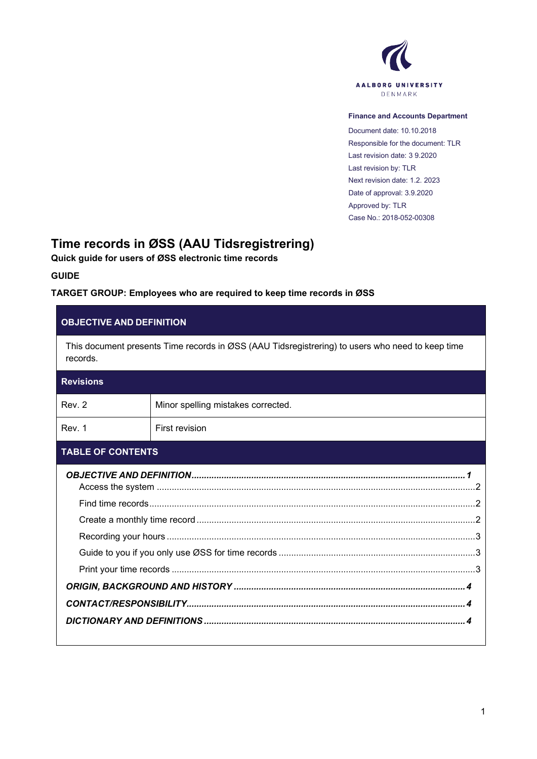AALBORG UNIVERSITY
DENMARK

**Finance and Accounts Department**

Document date: 10.10.2018
Responsible for the document: TLR
Last revision date: 3 9.2020
Last revision by: TLR
Next revision date: 1.2. 2023
Date of approval: 3.9.2020
Approved by: TLR
Case No.: 2018-052-00308

# Time records in ØSS (AAU Tidsregistrering)

**Quick guide for users of ØSS electronic time records**

**GUIDE**

**TARGET GROUP: Employees who are required to keep time records in ØSS**

## OBJECTIVE AND DEFINITION

This document presents Time records in ØSS (AAU Tidsregistrering) to users who need to keep time records.

### Revisions

| | |
|---|---|
| Rev. 2 | Minor spelling mistakes corrected. |
| Rev. 1 | First revision |

### TABLE OF CONTENTS

***OBJECTIVE AND DEFINITION*** ... ***1***
- Access the system ... 2
- Find time records ... 2
- Create a monthly time record ... 2
- Recording your hours ... 3
- Guide to you if you only use ØSS for time records ... 3
- Print your time records ... 3

***ORIGIN, BACKGROUND AND HISTORY*** ... ***4***

***CONTACT/RESPONSIBILITY*** ... ***4***

***DICTIONARY AND DEFINITIONS*** ... ***4***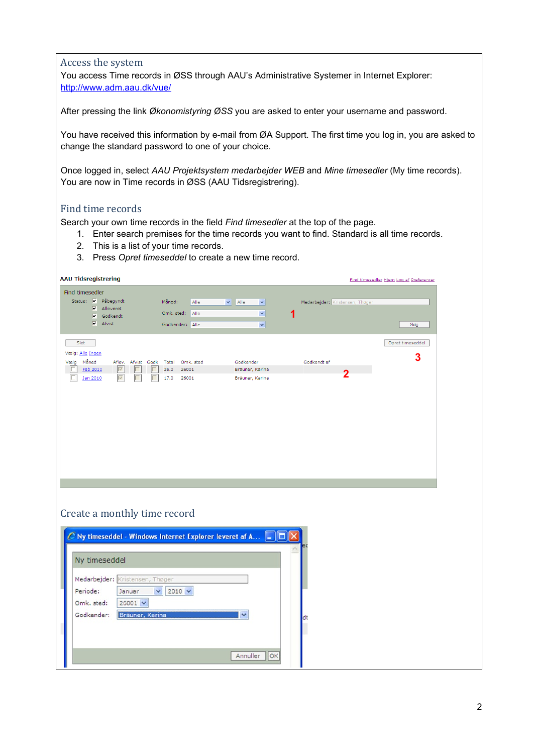## Access the system

You access Time records in ØSS through AAU's Administrative Systemer in Internet Explorer: http://www.adm.aau.dk/vue/

After pressing the link *Økonomistyring ØSS* you are asked to enter your username and password.

You have received this information by e-mail from ØA Support. The first time you log in, you are asked to change the standard password to one of your choice.

Once logged in, select *AAU Projektsystem medarbejder WEB* and *Mine timesedler* (My time records). You are now in Time records in ØSS (AAU Tidsregistrering).

## Find time records

Search your own time records in the field *Find timesedler* at the top of the page.

1. Enter search premises for the time records you want to find. Standard is all time records.
2. This is a list of your time records.
3. Press *Opret timeseddel* to create a new time record.

## Create a monthly time record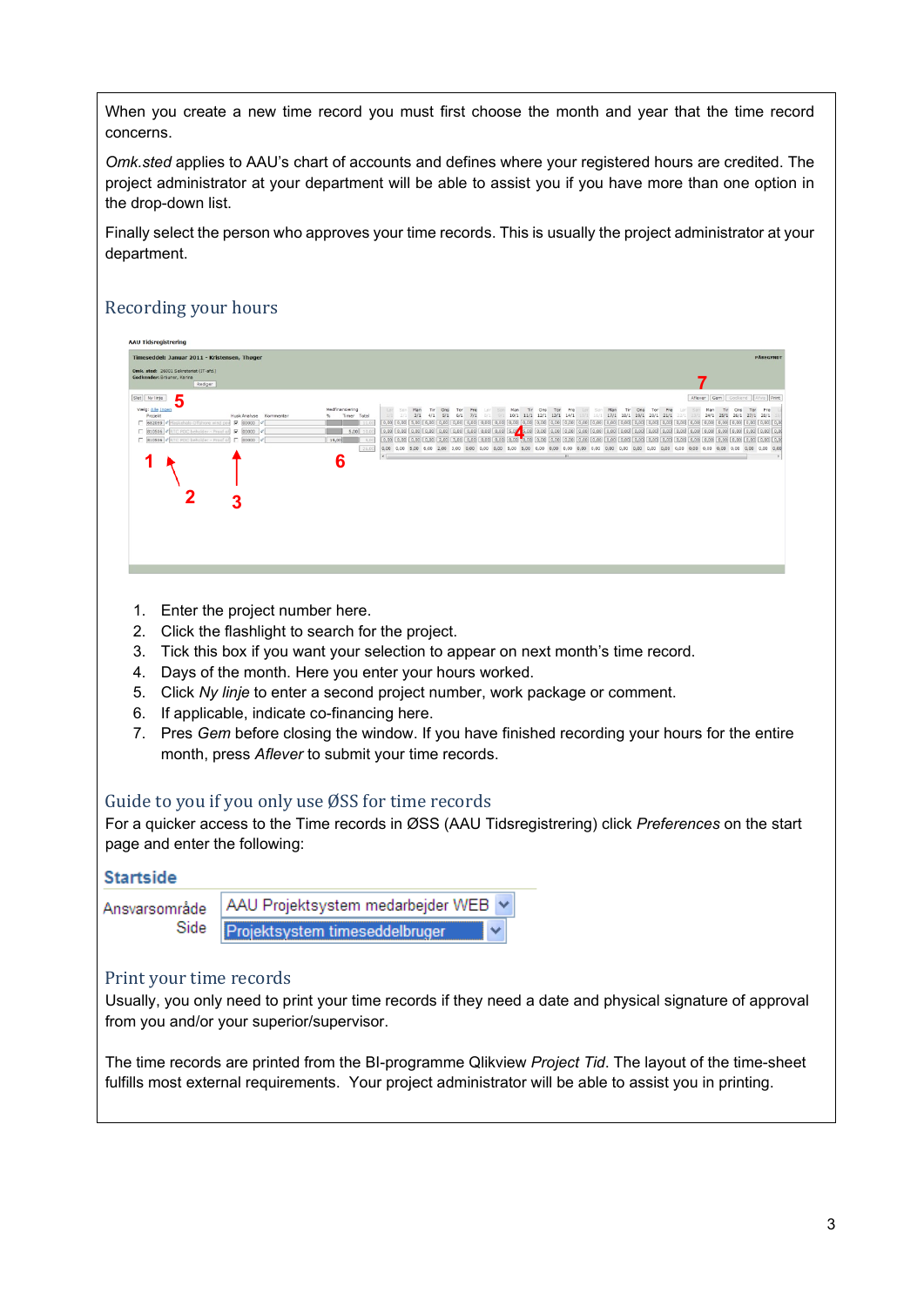When you create a new time record you must first choose the month and year that the time record concerns.

*Omk.sted* applies to AAU's chart of accounts and defines where your registered hours are credited. The project administrator at your department will be able to assist you if you have more than one option in the drop-down list.

Finally select the person who approves your time records. This is usually the project administrator at your department.

## Recording your hours

1. Enter the project number here.
2. Click the flashlight to search for the project.
3. Tick this box if you want your selection to appear on next month's time record.
4. Days of the month. Here you enter your hours worked.
5. Click *Ny linje* to enter a second project number, work package or comment.
6. If applicable, indicate co-financing here.
7. Pres *Gem* before closing the window. If you have finished recording your hours for the entire month, press *Aflever* to submit your time records.

## Guide to you if you only use ØSS for time records

For a quicker access to the Time records in ØSS (AAU Tidsregistrering) click *Preferences* on the start page and enter the following:

**Startside**

Ansvarsområde: AAU Projektsystem medarbejder WEB
Side: Projektsystem timeseddelbruger

## Print your time records

Usually, you only need to print your time records if they need a date and physical signature of approval from you and/or your superior/supervisor.

The time records are printed from the BI-programme Qlikview *Project Tid*. The layout of the time-sheet fulfills most external requirements. Your project administrator will be able to assist you in printing.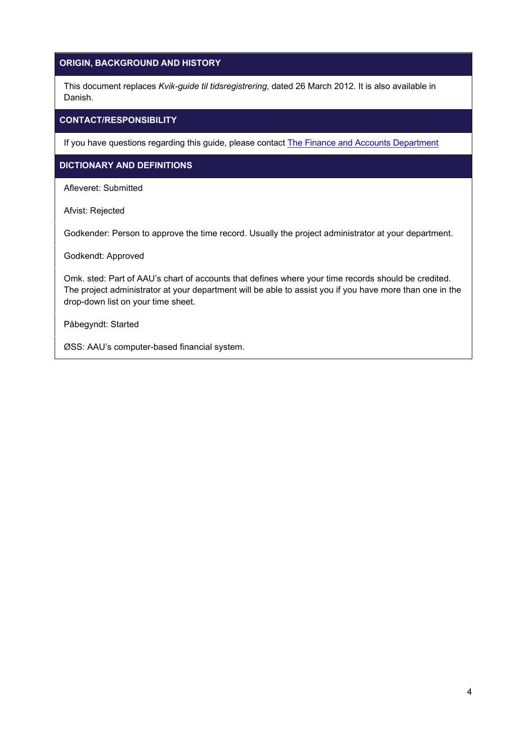## ORIGIN, BACKGROUND AND HISTORY

This document replaces *Kvik-guide til tidsregistrering*, dated 26 March 2012. It is also available in Danish.

## CONTACT/RESPONSIBILITY

If you have questions regarding this guide, please contact The Finance and Accounts Department

## DICTIONARY AND DEFINITIONS

Afleveret: Submitted

Afvist: Rejected

Godkender: Person to approve the time record. Usually the project administrator at your department.

Godkendt: Approved

Omk. sted: Part of AAU's chart of accounts that defines where your time records should be credited. The project administrator at your department will be able to assist you if you have more than one in the drop-down list on your time sheet.

Påbegyndt: Started

ØSS: AAU's computer-based financial system.